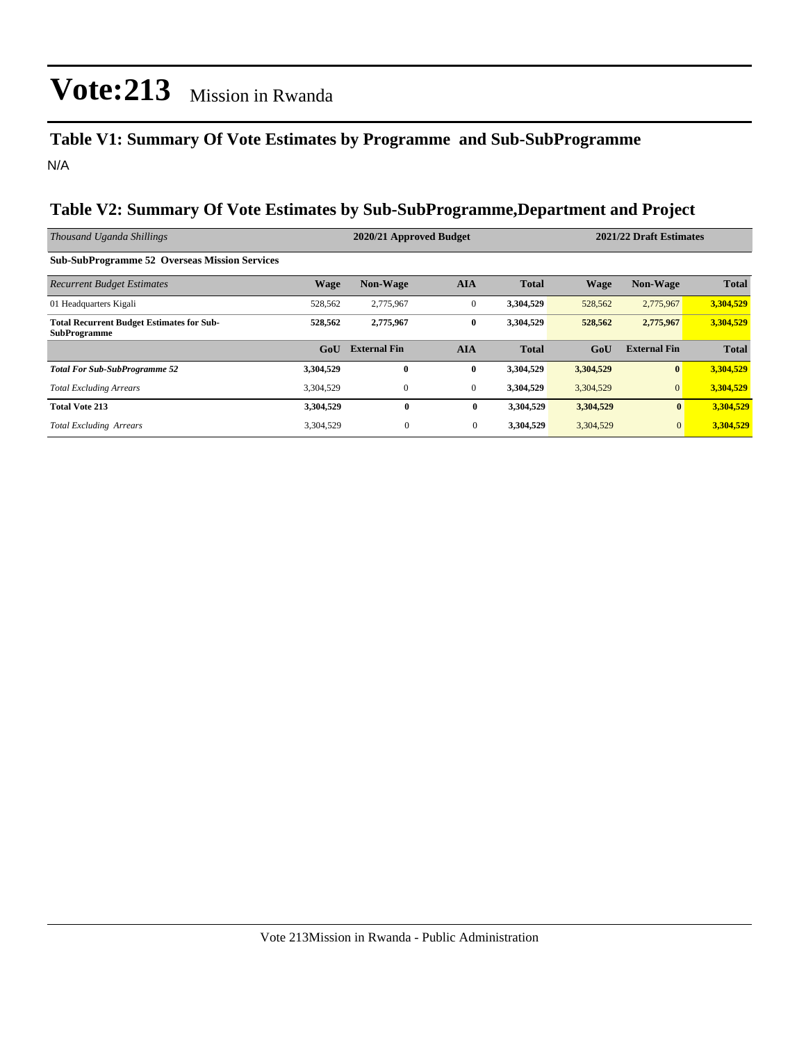# Vote:213 Mission in Rwanda

## Table V1: Summary Of Vote Estimates by Programme and Sub-SubProgramme

N/A

## Table V2: Summary Of Vote Estimates by Sub-SubProgramme,Department and Project

| *Thousand Uganda Shillings* | 2020/21 Approved Budget | | | | 2021/22 Draft Estimates | | |
|---|---|---|---|---|---|---|---|
| **Sub-SubProgramme 52 Overseas Mission Services** | | | | | | | |
| *Recurrent Budget Estimates* | **Wage** | **Non-Wage** | **AIA** | **Total** | **Wage** | **Non-Wage** | **Total** |
| 01 Headquarters Kigali | 528,562 | 2,775,967 | 0 | **3,304,529** | 528,562 | 2,775,967 | **3,304,529** |
| **Total Recurrent Budget Estimates for Sub-SubProgramme** | **528,562** | **2,775,967** | **0** | **3,304,529** | **528,562** | **2,775,967** | **3,304,529** |
| | **GoU** | **External Fin** | **AIA** | **Total** | **GoU** | **External Fin** | **Total** |
| ***Total For Sub-SubProgramme 52*** | **3,304,529** | **0** | **0** | **3,304,529** | **3,304,529** | **0** | **3,304,529** |
| *Total Excluding Arrears* | 3,304,529 | 0 | 0 | **3,304,529** | 3,304,529 | 0 | **3,304,529** |
| **Total Vote 213** | **3,304,529** | **0** | **0** | **3,304,529** | **3,304,529** | **0** | **3,304,529** |
| *Total Excluding Arrears* | 3,304,529 | 0 | 0 | **3,304,529** | 3,304,529 | 0 | **3,304,529** |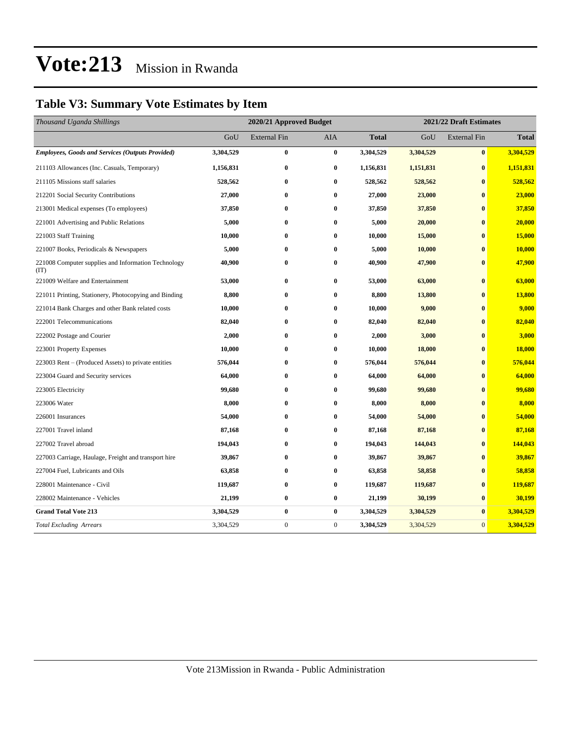# Vote:213 Mission in Rwanda

## Table V3: Summary Vote Estimates by Item

| *Thousand Uganda Shillings* | 2020/21 Approved Budget | | | | 2021/22 Draft Estimates | | |
|---|---|---|---|---|---|---|---|
| | GoU | External Fin | AIA | **Total** | GoU | External Fin | **Total** |
| ***Employees, Goods and Services (Outputs Provided)*** | **3,304,529** | **0** | **0** | **3,304,529** | **3,304,529** | **0** | **3,304,529** |
| 211103 Allowances (Inc. Casuals, Temporary) | **1,156,831** | **0** | **0** | **1,156,831** | **1,151,831** | **0** | **1,151,831** |
| 211105 Missions staff salaries | **528,562** | **0** | **0** | **528,562** | **528,562** | **0** | **528,562** |
| 212201 Social Security Contributions | **27,000** | **0** | **0** | **27,000** | **23,000** | **0** | **23,000** |
| 213001 Medical expenses (To employees) | **37,850** | **0** | **0** | **37,850** | **37,850** | **0** | **37,850** |
| 221001 Advertising and Public Relations | **5,000** | **0** | **0** | **5,000** | **20,000** | **0** | **20,000** |
| 221003 Staff Training | **10,000** | **0** | **0** | **10,000** | **15,000** | **0** | **15,000** |
| 221007 Books, Periodicals & Newspapers | **5,000** | **0** | **0** | **5,000** | **10,000** | **0** | **10,000** |
| 221008 Computer supplies and Information Technology (IT) | **40,900** | **0** | **0** | **40,900** | **47,900** | **0** | **47,900** |
| 221009 Welfare and Entertainment | **53,000** | **0** | **0** | **53,000** | **63,000** | **0** | **63,000** |
| 221011 Printing, Stationery, Photocopying and Binding | **8,800** | **0** | **0** | **8,800** | **13,800** | **0** | **13,800** |
| 221014 Bank Charges and other Bank related costs | **10,000** | **0** | **0** | **10,000** | **9,000** | **0** | **9,000** |
| 222001 Telecommunications | **82,040** | **0** | **0** | **82,040** | **82,040** | **0** | **82,040** |
| 222002 Postage and Courier | **2,000** | **0** | **0** | **2,000** | **3,000** | **0** | **3,000** |
| 223001 Property Expenses | **10,000** | **0** | **0** | **10,000** | **18,000** | **0** | **18,000** |
| 223003 Rent – (Produced Assets) to private entities | **576,044** | **0** | **0** | **576,044** | **576,044** | **0** | **576,044** |
| 223004 Guard and Security services | **64,000** | **0** | **0** | **64,000** | **64,000** | **0** | **64,000** |
| 223005 Electricity | **99,680** | **0** | **0** | **99,680** | **99,680** | **0** | **99,680** |
| 223006 Water | **8,000** | **0** | **0** | **8,000** | **8,000** | **0** | **8,000** |
| 226001 Insurances | **54,000** | **0** | **0** | **54,000** | **54,000** | **0** | **54,000** |
| 227001 Travel inland | **87,168** | **0** | **0** | **87,168** | **87,168** | **0** | **87,168** |
| 227002 Travel abroad | **194,043** | **0** | **0** | **194,043** | **144,043** | **0** | **144,043** |
| 227003 Carriage, Haulage, Freight and transport hire | **39,867** | **0** | **0** | **39,867** | **39,867** | **0** | **39,867** |
| 227004 Fuel, Lubricants and Oils | **63,858** | **0** | **0** | **63,858** | **58,858** | **0** | **58,858** |
| 228001 Maintenance - Civil | **119,687** | **0** | **0** | **119,687** | **119,687** | **0** | **119,687** |
| 228002 Maintenance - Vehicles | **21,199** | **0** | **0** | **21,199** | **30,199** | **0** | **30,199** |
| **Grand Total Vote 213** | **3,304,529** | **0** | **0** | **3,304,529** | **3,304,529** | **0** | **3,304,529** |
| *Total Excluding Arrears* | 3,304,529 | 0 | 0 | **3,304,529** | 3,304,529 | 0 | **3,304,529** |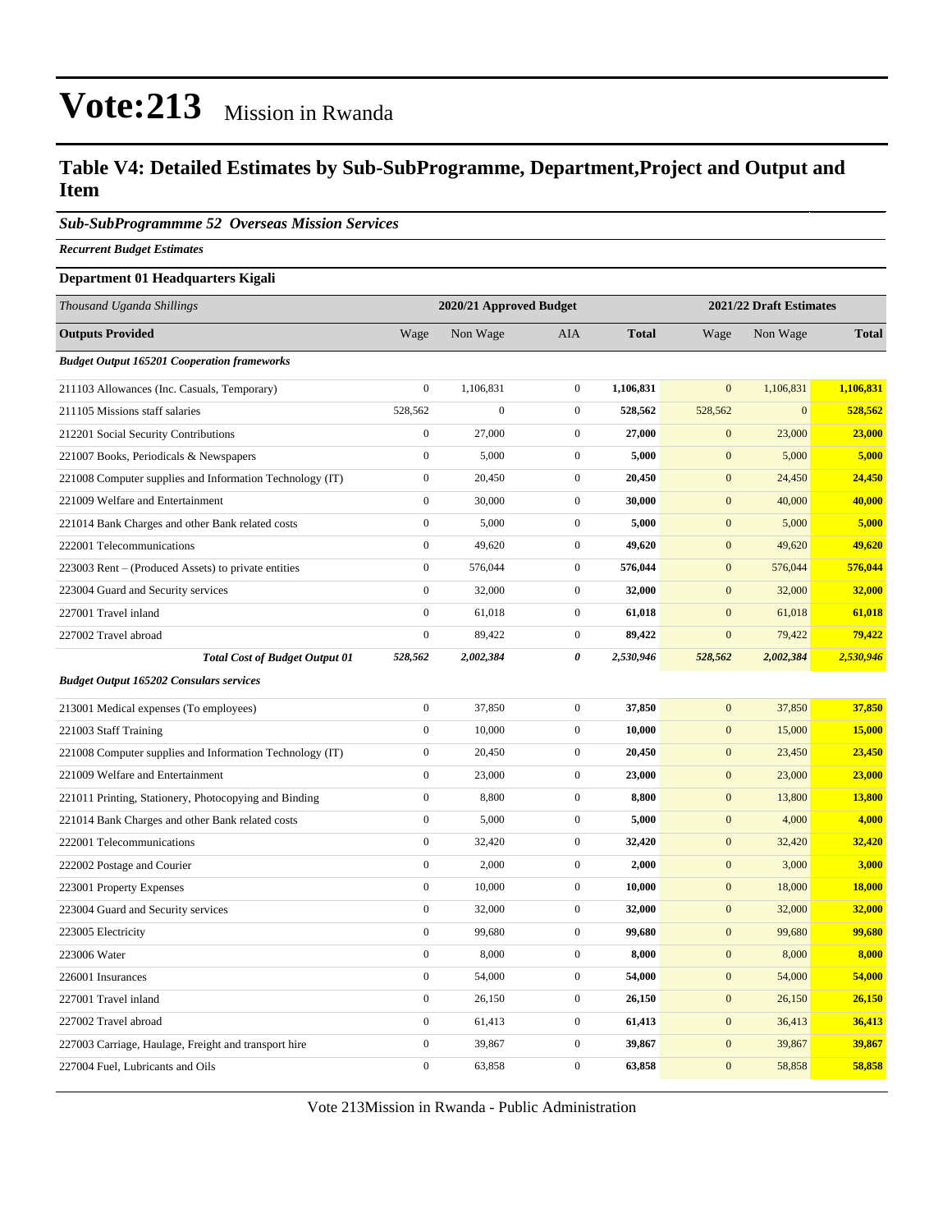# Vote:213 Mission in Rwanda

## Table V4: Detailed Estimates by Sub-SubProgramme, Department,Project and Output and Item

### *Sub-SubProgrammme 52 Overseas Mission Services*

***Recurrent Budget Estimates***

**Department 01 Headquarters Kigali**

| *Thousand Uganda Shillings* | 2020/21 Approved Budget | | | | 2021/22 Draft Estimates | | |
|---|---|---|---|---|---|---|---|
| **Outputs Provided** | Wage | Non Wage | AIA | **Total** | Wage | Non Wage | **Total** |
| ***Budget Output 165201 Cooperation frameworks*** | | | | | | | |
| 211103 Allowances (Inc. Casuals, Temporary) | 0 | 1,106,831 | 0 | **1,106,831** | 0 | 1,106,831 | **1,106,831** |
| 211105 Missions staff salaries | 528,562 | 0 | 0 | **528,562** | 528,562 | 0 | **528,562** |
| 212201 Social Security Contributions | 0 | 27,000 | 0 | **27,000** | 0 | 23,000 | **23,000** |
| 221007 Books, Periodicals & Newspapers | 0 | 5,000 | 0 | **5,000** | 0 | 5,000 | **5,000** |
| 221008 Computer supplies and Information Technology (IT) | 0 | 20,450 | 0 | **20,450** | 0 | 24,450 | **24,450** |
| 221009 Welfare and Entertainment | 0 | 30,000 | 0 | **30,000** | 0 | 40,000 | **40,000** |
| 221014 Bank Charges and other Bank related costs | 0 | 5,000 | 0 | **5,000** | 0 | 5,000 | **5,000** |
| 222001 Telecommunications | 0 | 49,620 | 0 | **49,620** | 0 | 49,620 | **49,620** |
| 223003 Rent – (Produced Assets) to private entities | 0 | 576,044 | 0 | **576,044** | 0 | 576,044 | **576,044** |
| 223004 Guard and Security services | 0 | 32,000 | 0 | **32,000** | 0 | 32,000 | **32,000** |
| 227001 Travel inland | 0 | 61,018 | 0 | **61,018** | 0 | 61,018 | **61,018** |
| 227002 Travel abroad | 0 | 89,422 | 0 | **89,422** | 0 | 79,422 | **79,422** |
| ***Total Cost of Budget Output 01*** | ***528,562*** | ***2,002,384*** | ***0*** | ***2,530,946*** | ***528,562*** | ***2,002,384*** | ***2,530,946*** |
| ***Budget Output 165202 Consulars services*** | | | | | | | |
| 213001 Medical expenses (To employees) | 0 | 37,850 | 0 | **37,850** | 0 | 37,850 | **37,850** |
| 221003 Staff Training | 0 | 10,000 | 0 | **10,000** | 0 | 15,000 | **15,000** |
| 221008 Computer supplies and Information Technology (IT) | 0 | 20,450 | 0 | **20,450** | 0 | 23,450 | **23,450** |
| 221009 Welfare and Entertainment | 0 | 23,000 | 0 | **23,000** | 0 | 23,000 | **23,000** |
| 221011 Printing, Stationery, Photocopying and Binding | 0 | 8,800 | 0 | **8,800** | 0 | 13,800 | **13,800** |
| 221014 Bank Charges and other Bank related costs | 0 | 5,000 | 0 | **5,000** | 0 | 4,000 | **4,000** |
| 222001 Telecommunications | 0 | 32,420 | 0 | **32,420** | 0 | 32,420 | **32,420** |
| 222002 Postage and Courier | 0 | 2,000 | 0 | **2,000** | 0 | 3,000 | **3,000** |
| 223001 Property Expenses | 0 | 10,000 | 0 | **10,000** | 0 | 18,000 | **18,000** |
| 223004 Guard and Security services | 0 | 32,000 | 0 | **32,000** | 0 | 32,000 | **32,000** |
| 223005 Electricity | 0 | 99,680 | 0 | **99,680** | 0 | 99,680 | **99,680** |
| 223006 Water | 0 | 8,000 | 0 | **8,000** | 0 | 8,000 | **8,000** |
| 226001 Insurances | 0 | 54,000 | 0 | **54,000** | 0 | 54,000 | **54,000** |
| 227001 Travel inland | 0 | 26,150 | 0 | **26,150** | 0 | 26,150 | **26,150** |
| 227002 Travel abroad | 0 | 61,413 | 0 | **61,413** | 0 | 36,413 | **36,413** |
| 227003 Carriage, Haulage, Freight and transport hire | 0 | 39,867 | 0 | **39,867** | 0 | 39,867 | **39,867** |
| 227004 Fuel, Lubricants and Oils | 0 | 63,858 | 0 | **63,858** | 0 | 58,858 | **58,858** |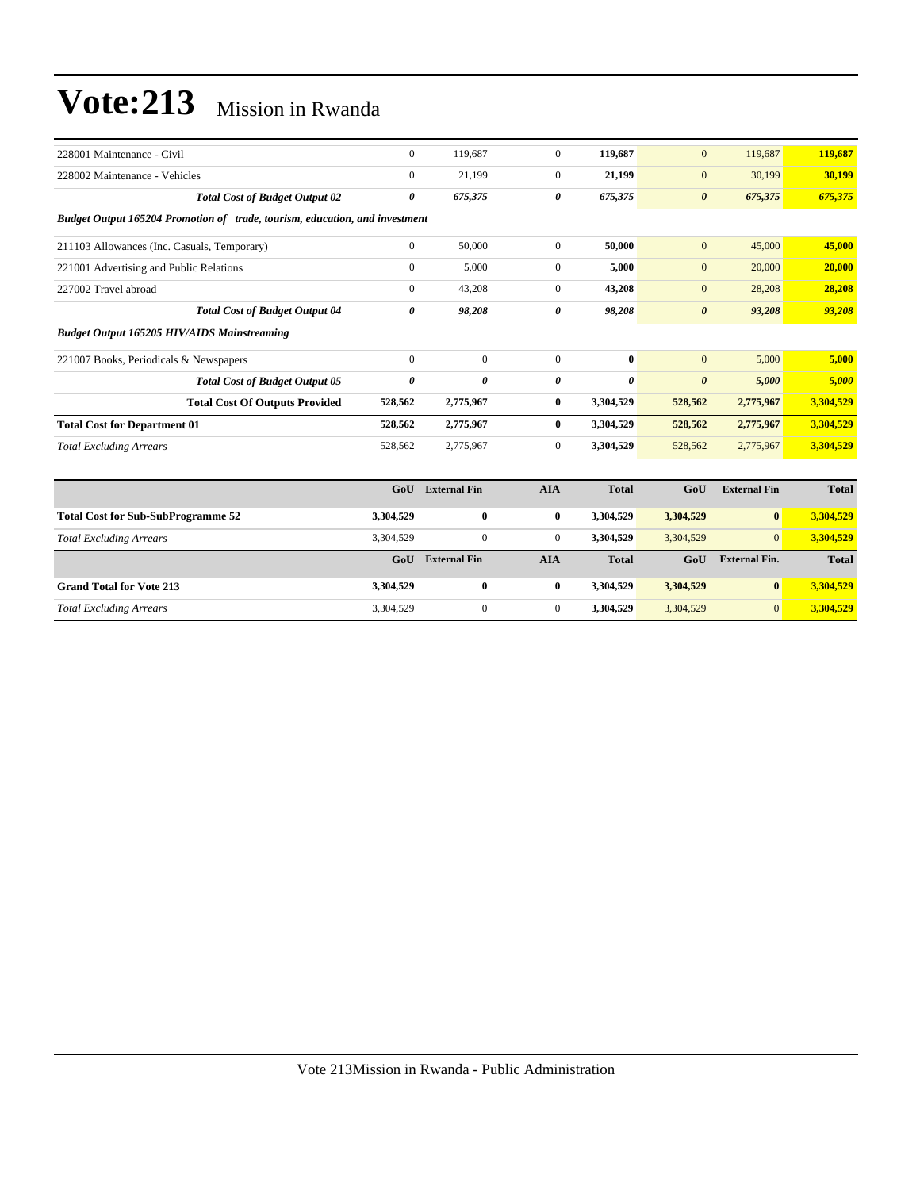# Vote:213 Mission in Rwanda

| | | | | | | | |
|---|---|---|---|---|---|---|---|
| 228001 Maintenance - Civil | 0 | 119,687 | 0 | **119,687** | 0 | 119,687 | **119,687** |
| 228002 Maintenance - Vehicles | 0 | 21,199 | 0 | **21,199** | 0 | 30,199 | **30,199** |
| ***Total Cost of Budget Output 02*** | ***0*** | ***675,375*** | ***0*** | ***675,375*** | ***0*** | ***675,375*** | ***675,375*** |
| ***Budget Output 165204 Promotion of trade, tourism, education, and investment*** | | | | | | | |
| 211103 Allowances (Inc. Casuals, Temporary) | 0 | 50,000 | 0 | **50,000** | 0 | 45,000 | **45,000** |
| 221001 Advertising and Public Relations | 0 | 5,000 | 0 | **5,000** | 0 | 20,000 | **20,000** |
| 227002 Travel abroad | 0 | 43,208 | 0 | **43,208** | 0 | 28,208 | **28,208** |
| ***Total Cost of Budget Output 04*** | ***0*** | ***98,208*** | ***0*** | ***98,208*** | ***0*** | ***93,208*** | ***93,208*** |
| ***Budget Output 165205 HIV/AIDS Mainstreaming*** | | | | | | | |
| 221007 Books, Periodicals & Newspapers | 0 | 0 | 0 | **0** | 0 | 5,000 | **5,000** |
| ***Total Cost of Budget Output 05*** | ***0*** | ***0*** | ***0*** | ***0*** | ***0*** | ***5,000*** | ***5,000*** |
| **Total Cost Of Outputs Provided** | **528,562** | **2,775,967** | **0** | **3,304,529** | **528,562** | **2,775,967** | **3,304,529** |
| **Total Cost for Department 01** | **528,562** | **2,775,967** | **0** | **3,304,529** | **528,562** | **2,775,967** | **3,304,529** |
| *Total Excluding Arrears* | 528,562 | 2,775,967 | 0 | **3,304,529** | 528,562 | 2,775,967 | **3,304,529** |

| | GoU | External Fin | AIA | Total | GoU | External Fin | Total |
|---|---|---|---|---|---|---|---|
| **Total Cost for Sub-SubProgramme 52** | **3,304,529** | **0** | **0** | **3,304,529** | **3,304,529** | **0** | **3,304,529** |
| *Total Excluding Arrears* | 3,304,529 | 0 | 0 | **3,304,529** | 3,304,529 | 0 | **3,304,529** |
| | **GoU** | **External Fin** | **AIA** | **Total** | **GoU** | **External Fin.** | **Total** |
| **Grand Total for Vote 213** | **3,304,529** | **0** | **0** | **3,304,529** | **3,304,529** | **0** | **3,304,529** |
| *Total Excluding Arrears* | 3,304,529 | 0 | 0 | **3,304,529** | 3,304,529 | 0 | **3,304,529** |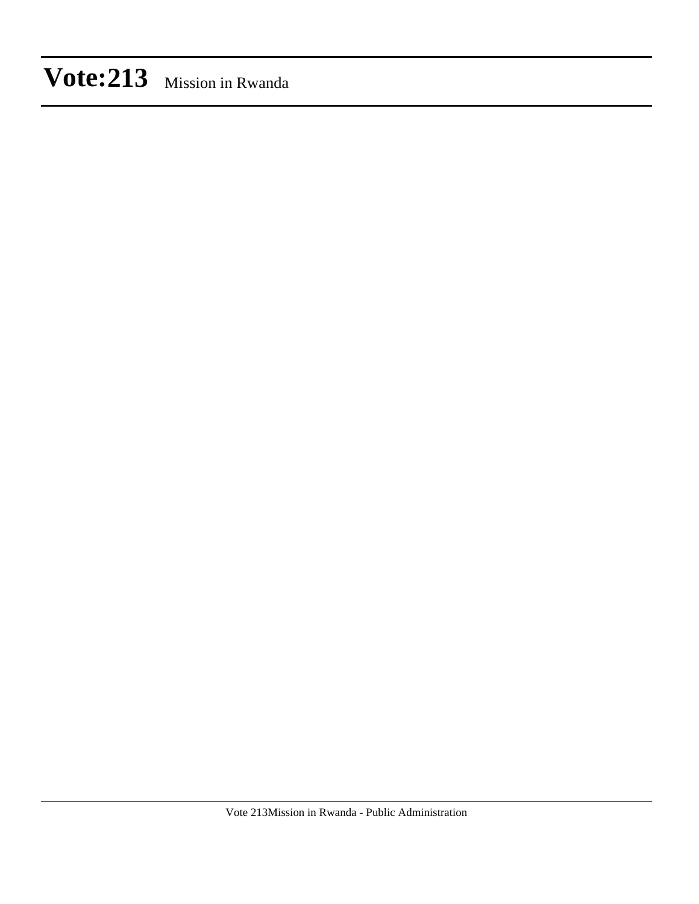# Vote:213 Mission in Rwanda